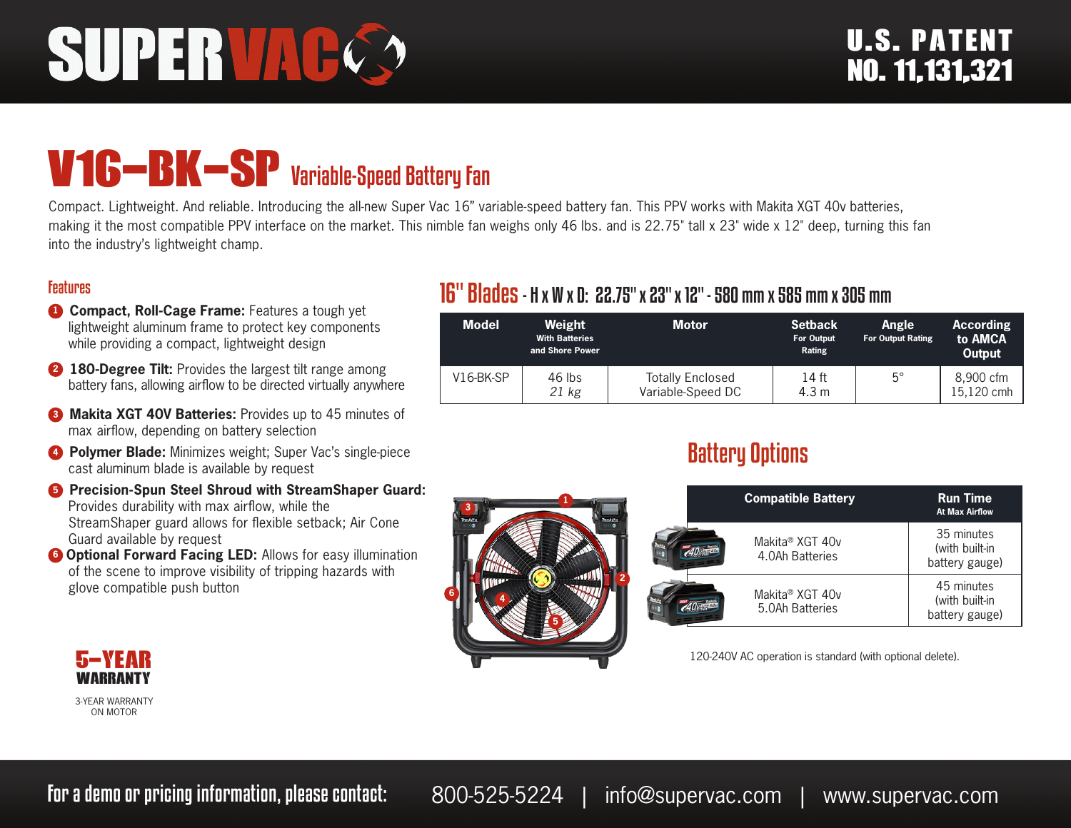# SUPERVAC

**U.S. PATENT NO. 11,131,321**

# V16–BK–SP Variable-Speed Battery Fan

Compact. Lightweight. And reliable. Introducing the all-new Super Vac 16" variable-speed battery fan. This PPV works with Makita XGT 40v batteries, making it the most compatible PPV interface on the market. This nimble fan weighs only 46 lbs. and is 22.75" tall x 23" wide x 12" deep, turning this fan into the industry's lightweight champ.

## Features

1. **Compact, Roll-Cage Frame:** Features a tough yet lightweight aluminum frame to protect key components while providing a compact, lightweight design
2. **180-Degree Tilt:** Provides the largest tilt range among battery fans, allowing airflow to be directed virtually anywhere
3. **Makita XGT 40V Batteries:** Provides up to 45 minutes of max airflow, depending on battery selection
4. **Polymer Blade:** Minimizes weight; Super Vac's single-piece cast aluminum blade is available by request
5. **Precision-Spun Steel Shroud with StreamShaper Guard:** Provides durability with max airflow, while the StreamShaper guard allows for flexible setback; Air Cone Guard available by request
6. **Optional Forward Facing LED:** Allows for easy illumination of the scene to improve visibility of tripping hazards with glove compatible push button

**5-YEAR WARRANTY**

3-YEAR WARRANTY ON MOTOR

## 16" Blades - H x W x D: 22.75" x 23" x 12" - 580 mm x 585 mm x 305 mm

| Model | Weight With Batteries and Shore Power | Motor | Setback For Output Rating | Angle For Output Rating | According to AMCA Output |
|---|---|---|---|---|---|
| V16-BK-SP | 46 lbs *21 kg* | Totally Enclosed Variable-Speed DC | 14 ft 4.3 m | 5° | 8,900 cfm 15,120 cmh |

## Battery Options

| Compatible Battery | Run Time At Max Airflow |
|---|---|
| Makita® XGT 40v 4.0Ah Batteries | 35 minutes (with built-in battery gauge) |
| Makita® XGT 40v 5.0Ah Batteries | 45 minutes (with built-in battery gauge) |

120-240V AC operation is standard (with optional delete).

**For a demo or pricing information, please contact:** 800-525-5224 | info@supervac.com | www.supervac.com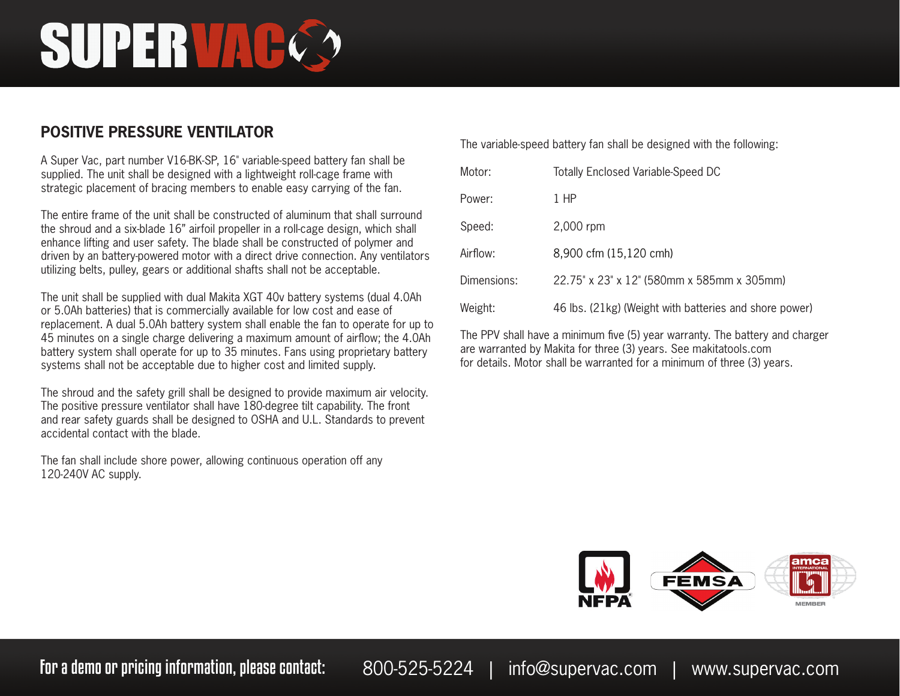# SUPERVAC

## POSITIVE PRESSURE VENTILATOR

A Super Vac, part number V16-BK-SP, 16" variable-speed battery fan shall be supplied. The unit shall be designed with a lightweight roll-cage frame with strategic placement of bracing members to enable easy carrying of the fan.

The entire frame of the unit shall be constructed of aluminum that shall surround the shroud and a six-blade 16" airfoil propeller in a roll-cage design, which shall enhance lifting and user safety. The blade shall be constructed of polymer and driven by an battery-powered motor with a direct drive connection. Any ventilators utilizing belts, pulley, gears or additional shafts shall not be acceptable.

The unit shall be supplied with dual Makita XGT 40v battery systems (dual 4.0Ah or 5.0Ah batteries) that is commercially available for low cost and ease of replacement. A dual 5.0Ah battery system shall enable the fan to operate for up to 45 minutes on a single charge delivering a maximum amount of airflow; the 4.0Ah battery system shall operate for up to 35 minutes. Fans using proprietary battery systems shall not be acceptable due to higher cost and limited supply.

The shroud and the safety grill shall be designed to provide maximum air velocity. The positive pressure ventilator shall have 180-degree tilt capability. The front and rear safety guards shall be designed to OSHA and U.L. Standards to prevent accidental contact with the blade.

The fan shall include shore power, allowing continuous operation off any 120-240V AC supply.

The variable-speed battery fan shall be designed with the following:

| | |
|---|---|
| Motor: | Totally Enclosed Variable-Speed DC |
| Power: | 1 HP |
| Speed: | 2,000 rpm |
| Airflow: | 8,900 cfm (15,120 cmh) |
| Dimensions: | 22.75" x 23" x 12" (580mm x 585mm x 305mm) |
| Weight: | 46 lbs. (21kg) (Weight with batteries and shore power) |

The PPV shall have a minimum five (5) year warranty. The battery and charger are warranted by Makita for three (3) years. See makitatools.com for details. Motor shall be warranted for a minimum of three (3) years.

NFPA FEMSA amca INTERNATIONAL MEMBER

For a demo or pricing information, please contact: 800-525-5224 | info@supervac.com | www.supervac.com